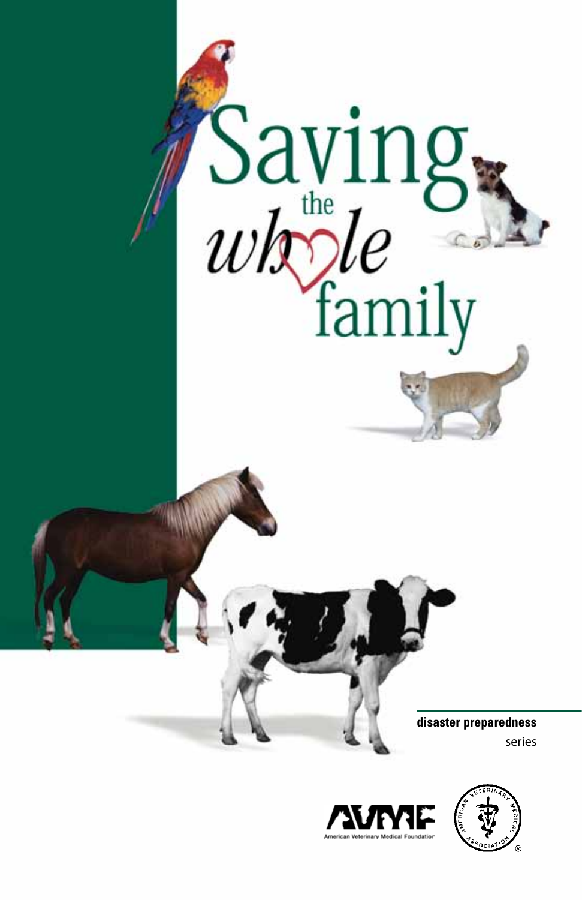# Saving the whole family

**disaster preparedness**
series

American Veterinary Medical Foundation

American Veterinary Medical Association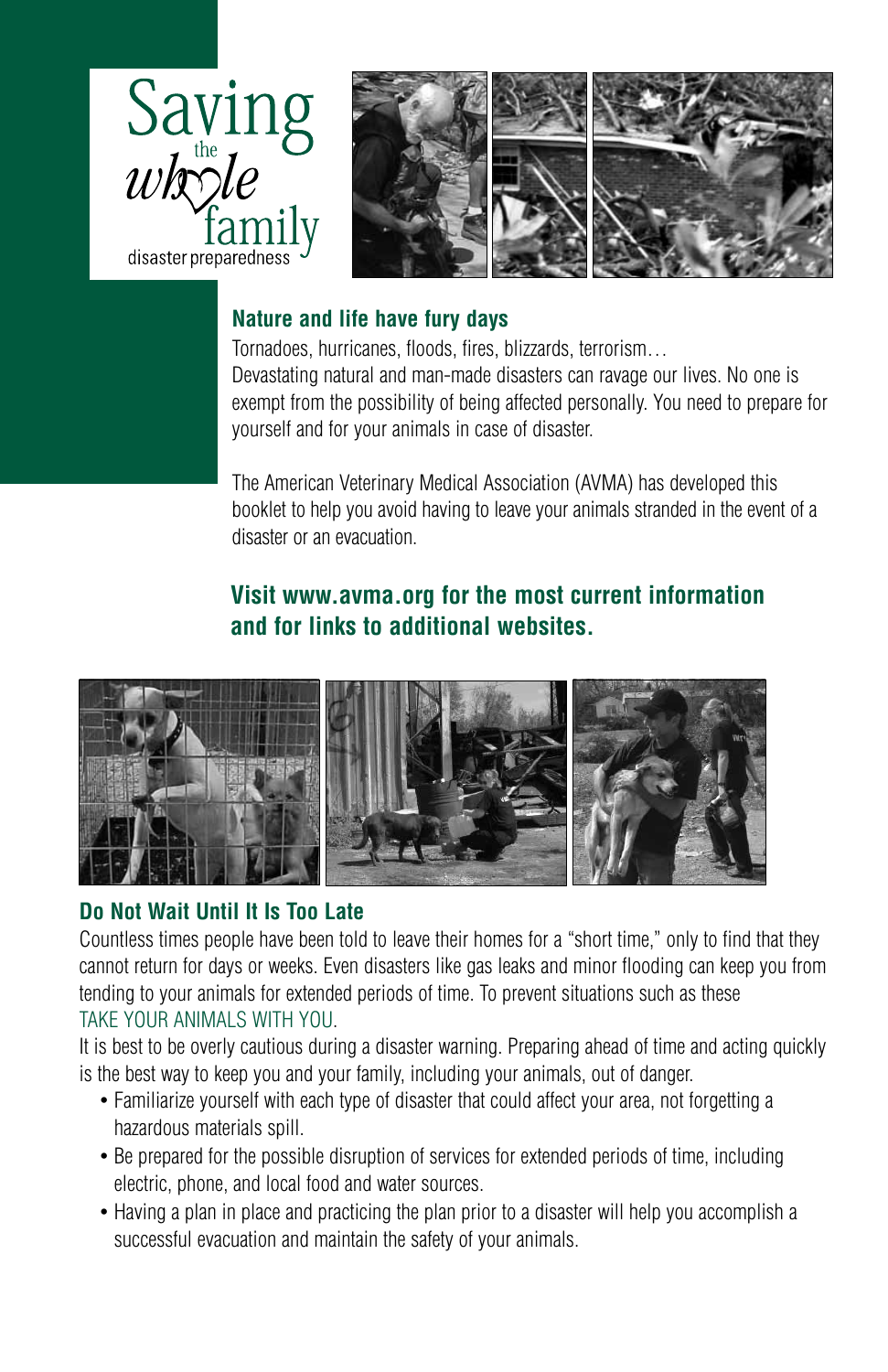# Saving the whole family

disaster preparedness

## Nature and life have fury days

Tornadoes, hurricanes, floods, fires, blizzards, terrorism…
Devastating natural and man-made disasters can ravage our lives. No one is exempt from the possibility of being affected personally. You need to prepare for yourself and for your animals in case of disaster.

The American Veterinary Medical Association (AVMA) has developed this booklet to help you avoid having to leave your animals stranded in the event of a disaster or an evacuation.

**Visit www.avma.org for the most current information and for links to additional websites.**

## Do Not Wait Until It Is Too Late

Countless times people have been told to leave their homes for a "short time," only to find that they cannot return for days or weeks. Even disasters like gas leaks and minor flooding can keep you from tending to your animals for extended periods of time. To prevent situations such as these TAKE YOUR ANIMALS WITH YOU.

It is best to be overly cautious during a disaster warning. Preparing ahead of time and acting quickly is the best way to keep you and your family, including your animals, out of danger.

- Familiarize yourself with each type of disaster that could affect your area, not forgetting a hazardous materials spill.
- Be prepared for the possible disruption of services for extended periods of time, including electric, phone, and local food and water sources.
- Having a plan in place and practicing the plan prior to a disaster will help you accomplish a successful evacuation and maintain the safety of your animals.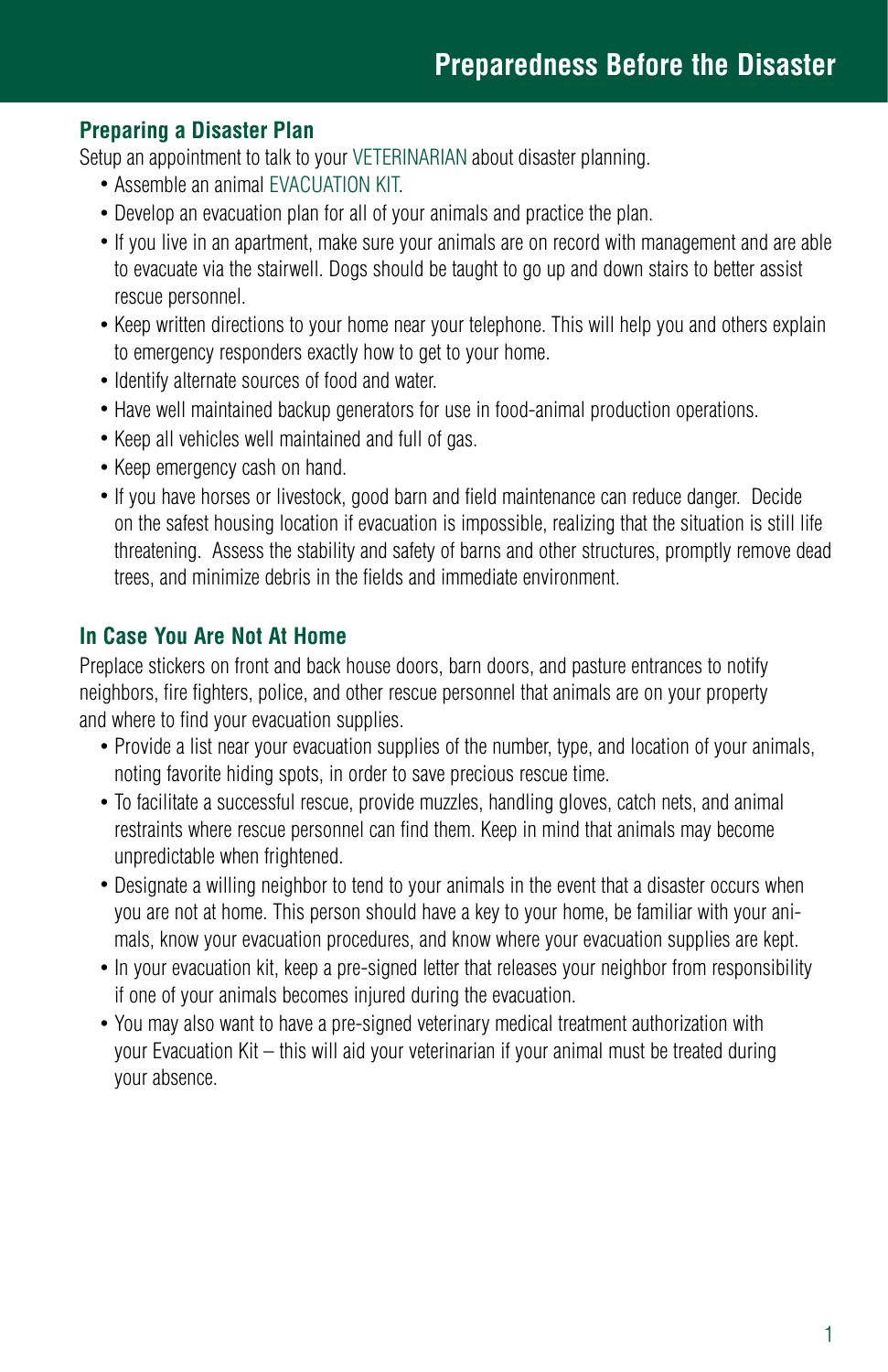# Preparedness Before the Disaster

## Preparing a Disaster Plan

Setup an appointment to talk to your VETERINARIAN about disaster planning.

- Assemble an animal EVACUATION KIT.
- Develop an evacuation plan for all of your animals and practice the plan.
- If you live in an apartment, make sure your animals are on record with management and are able to evacuate via the stairwell. Dogs should be taught to go up and down stairs to better assist rescue personnel.
- Keep written directions to your home near your telephone. This will help you and others explain to emergency responders exactly how to get to your home.
- Identify alternate sources of food and water.
- Have well maintained backup generators for use in food-animal production operations.
- Keep all vehicles well maintained and full of gas.
- Keep emergency cash on hand.
- If you have horses or livestock, good barn and field maintenance can reduce danger. Decide on the safest housing location if evacuation is impossible, realizing that the situation is still life threatening. Assess the stability and safety of barns and other structures, promptly remove dead trees, and minimize debris in the fields and immediate environment.

## In Case You Are Not At Home

Preplace stickers on front and back house doors, barn doors, and pasture entrances to notify neighbors, fire fighters, police, and other rescue personnel that animals are on your property and where to find your evacuation supplies.

- Provide a list near your evacuation supplies of the number, type, and location of your animals, noting favorite hiding spots, in order to save precious rescue time.
- To facilitate a successful rescue, provide muzzles, handling gloves, catch nets, and animal restraints where rescue personnel can find them. Keep in mind that animals may become unpredictable when frightened.
- Designate a willing neighbor to tend to your animals in the event that a disaster occurs when you are not at home. This person should have a key to your home, be familiar with your animals, know your evacuation procedures, and know where your evacuation supplies are kept.
- In your evacuation kit, keep a pre-signed letter that releases your neighbor from responsibility if one of your animals becomes injured during the evacuation.
- You may also want to have a pre-signed veterinary medical treatment authorization with your Evacuation Kit – this will aid your veterinarian if your animal must be treated during your absence.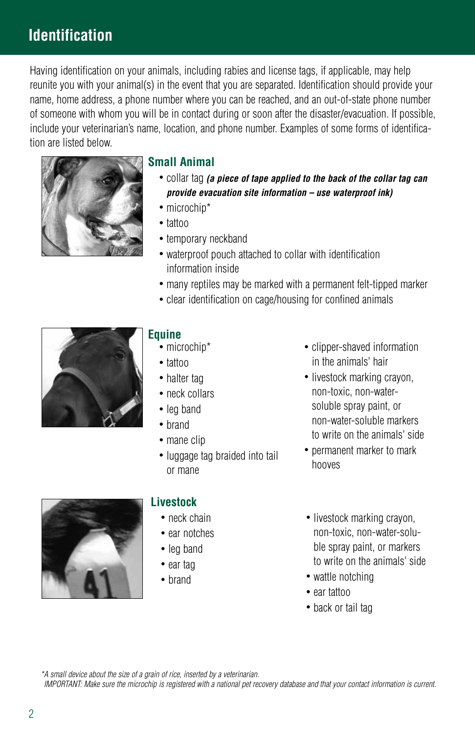# Identification

Having identification on your animals, including rabies and license tags, if applicable, may help reunite you with your animal(s) in the event that you are separated. Identification should provide your name, home address, a phone number where you can be reached, and an out-of-state phone number of someone with whom you will be in contact during or soon after the disaster/evacuation. If possible, include your veterinarian's name, location, and phone number. Examples of some forms of identification are listed below.

## Small Animal

- collar tag ***(a piece of tape applied to the back of the collar tag can provide evacuation site information – use waterproof ink)***
- microchip*
- tattoo
- temporary neckband
- waterproof pouch attached to collar with identification information inside
- many reptiles may be marked with a permanent felt-tipped marker
- clear identification on cage/housing for confined animals

## Equine

- microchip*
- tattoo
- halter tag
- neck collars
- leg band
- brand
- mane clip
- luggage tag braided into tail or mane
- clipper-shaved information in the animals' hair
- livestock marking crayon, non-toxic, non-water-soluble spray paint, or non-water-soluble markers to write on the animals' side
- permanent marker to mark hooves

## Livestock

- neck chain
- ear notches
- leg band
- ear tag
- brand
- livestock marking crayon, non-toxic, non-water-soluble spray paint, or markers to write on the animals' side
- wattle notching
- ear tattoo
- back or tail tag

*\*A small device about the size of a grain of rice, inserted by a veterinarian.*
*IMPORTANT: Make sure the microchip is registered with a national pet recovery database and that your contact information is current.*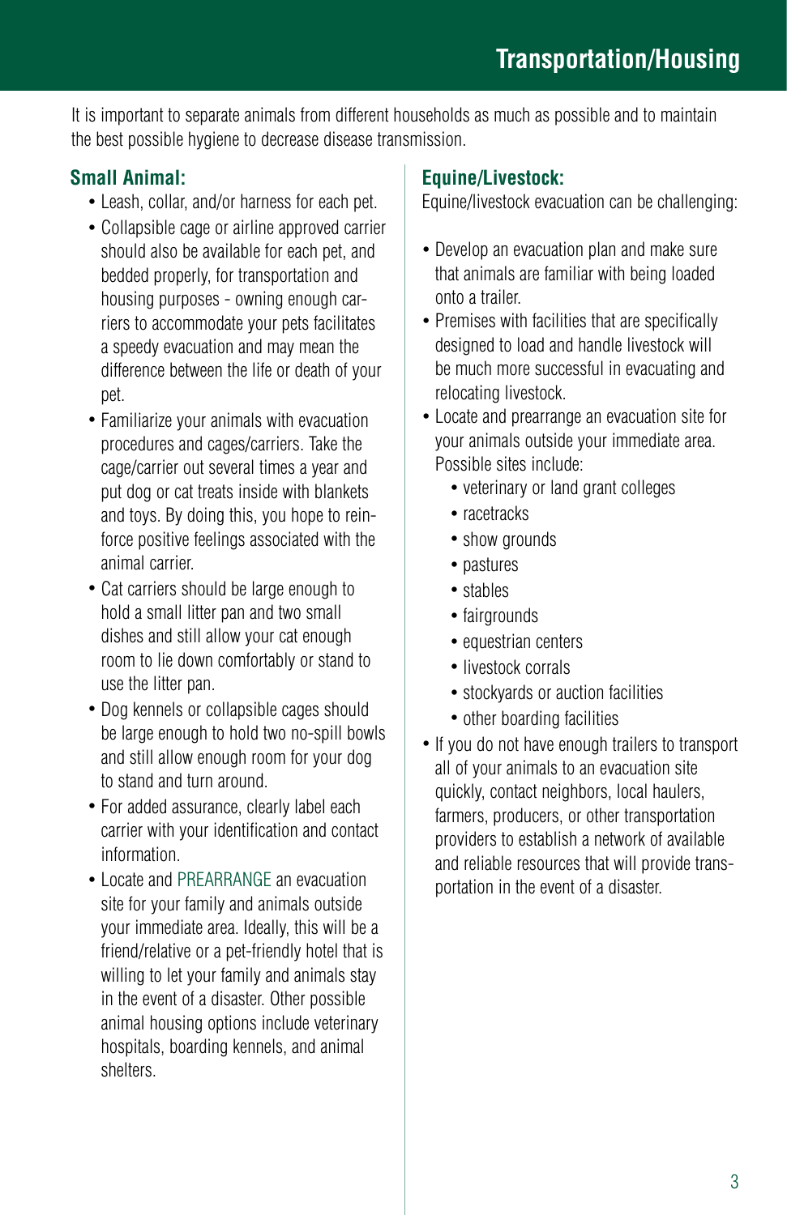## Transportation/Housing

It is important to separate animals from different households as much as possible and to maintain the best possible hygiene to decrease disease transmission.

### Small Animal:

- Leash, collar, and/or harness for each pet.
- Collapsible cage or airline approved carrier should also be available for each pet, and bedded properly, for transportation and housing purposes - owning enough carriers to accommodate your pets facilitates a speedy evacuation and may mean the difference between the life or death of your pet.
- Familiarize your animals with evacuation procedures and cages/carriers. Take the cage/carrier out several times a year and put dog or cat treats inside with blankets and toys. By doing this, you hope to reinforce positive feelings associated with the animal carrier.
- Cat carriers should be large enough to hold a small litter pan and two small dishes and still allow your cat enough room to lie down comfortably or stand to use the litter pan.
- Dog kennels or collapsible cages should be large enough to hold two no-spill bowls and still allow enough room for your dog to stand and turn around.
- For added assurance, clearly label each carrier with your identification and contact information.
- Locate and PREARRANGE an evacuation site for your family and animals outside your immediate area. Ideally, this will be a friend/relative or a pet-friendly hotel that is willing to let your family and animals stay in the event of a disaster. Other possible animal housing options include veterinary hospitals, boarding kennels, and animal shelters.

### Equine/Livestock:

Equine/livestock evacuation can be challenging:

- Develop an evacuation plan and make sure that animals are familiar with being loaded onto a trailer.
- Premises with facilities that are specifically designed to load and handle livestock will be much more successful in evacuating and relocating livestock.
- Locate and prearrange an evacuation site for your animals outside your immediate area. Possible sites include:
  - veterinary or land grant colleges
  - racetracks
  - show grounds
  - pastures
  - stables
  - fairgrounds
  - equestrian centers
  - livestock corrals
  - stockyards or auction facilities
  - other boarding facilities
- If you do not have enough trailers to transport all of your animals to an evacuation site quickly, contact neighbors, local haulers, farmers, producers, or other transportation providers to establish a network of available and reliable resources that will provide transportation in the event of a disaster.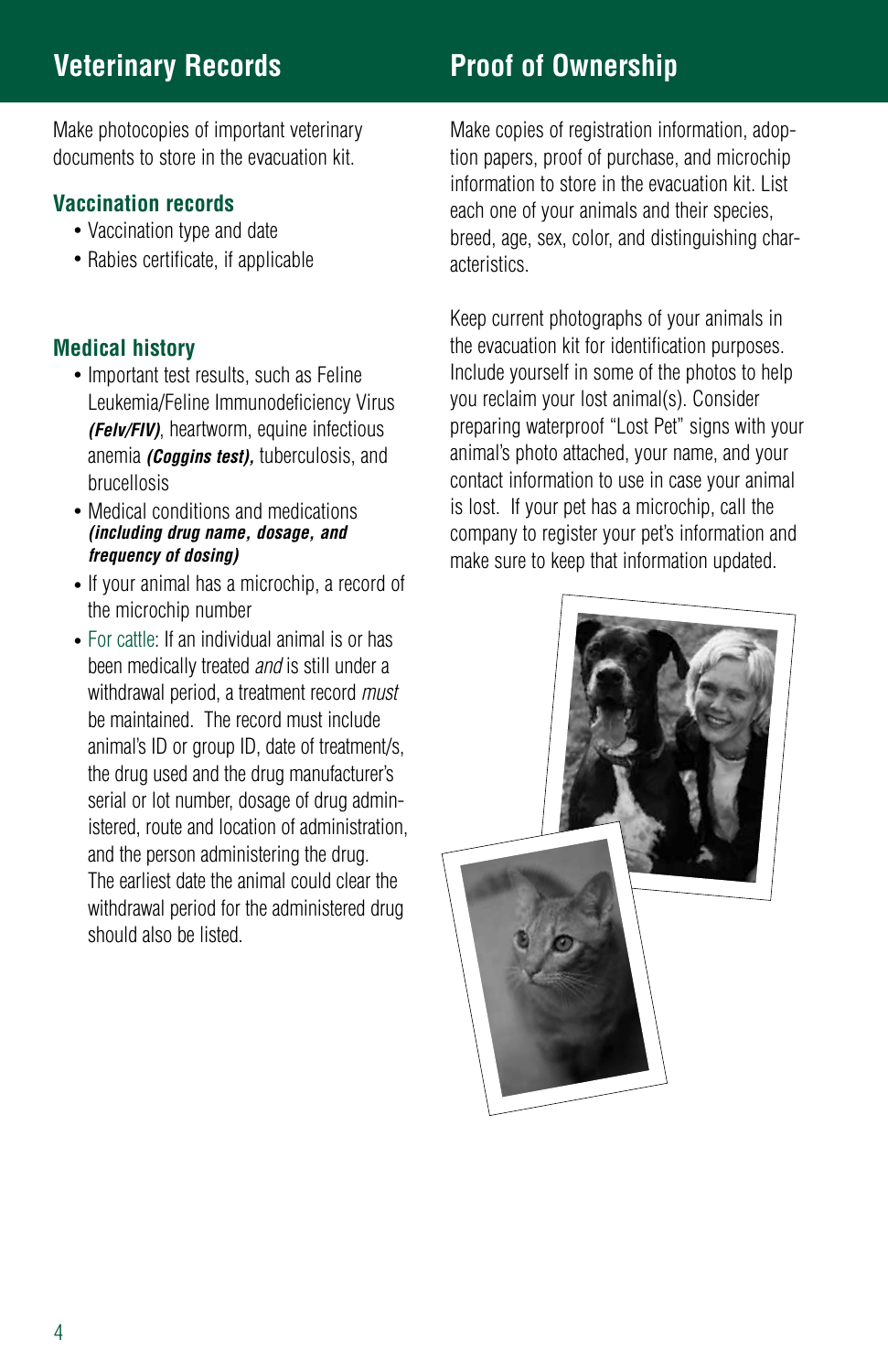## Veterinary Records

Make photocopies of important veterinary documents to store in the evacuation kit.

### Vaccination records

- Vaccination type and date
- Rabies certificate, if applicable

### Medical history

- Important test results, such as Feline Leukemia/Feline Immunodeficiency Virus ***(Felv/FIV)***, heartworm, equine infectious anemia ***(Coggins test)***, tuberculosis, and brucellosis
- Medical conditions and medications ***(including drug name, dosage, and frequency of dosing)***
- If your animal has a microchip, a record of the microchip number
- For cattle: If an individual animal is or has been medically treated *and* is still under a withdrawal period, a treatment record *must* be maintained. The record must include animal's ID or group ID, date of treatment/s, the drug used and the drug manufacturer's serial or lot number, dosage of drug administered, route and location of administration, and the person administering the drug. The earliest date the animal could clear the withdrawal period for the administered drug should also be listed.

## Proof of Ownership

Make copies of registration information, adoption papers, proof of purchase, and microchip information to store in the evacuation kit. List each one of your animals and their species, breed, age, sex, color, and distinguishing characteristics.

Keep current photographs of your animals in the evacuation kit for identification purposes. Include yourself in some of the photos to help you reclaim your lost animal(s). Consider preparing waterproof "Lost Pet" signs with your animal's photo attached, your name, and your contact information to use in case your animal is lost. If your pet has a microchip, call the company to register your pet's information and make sure to keep that information updated.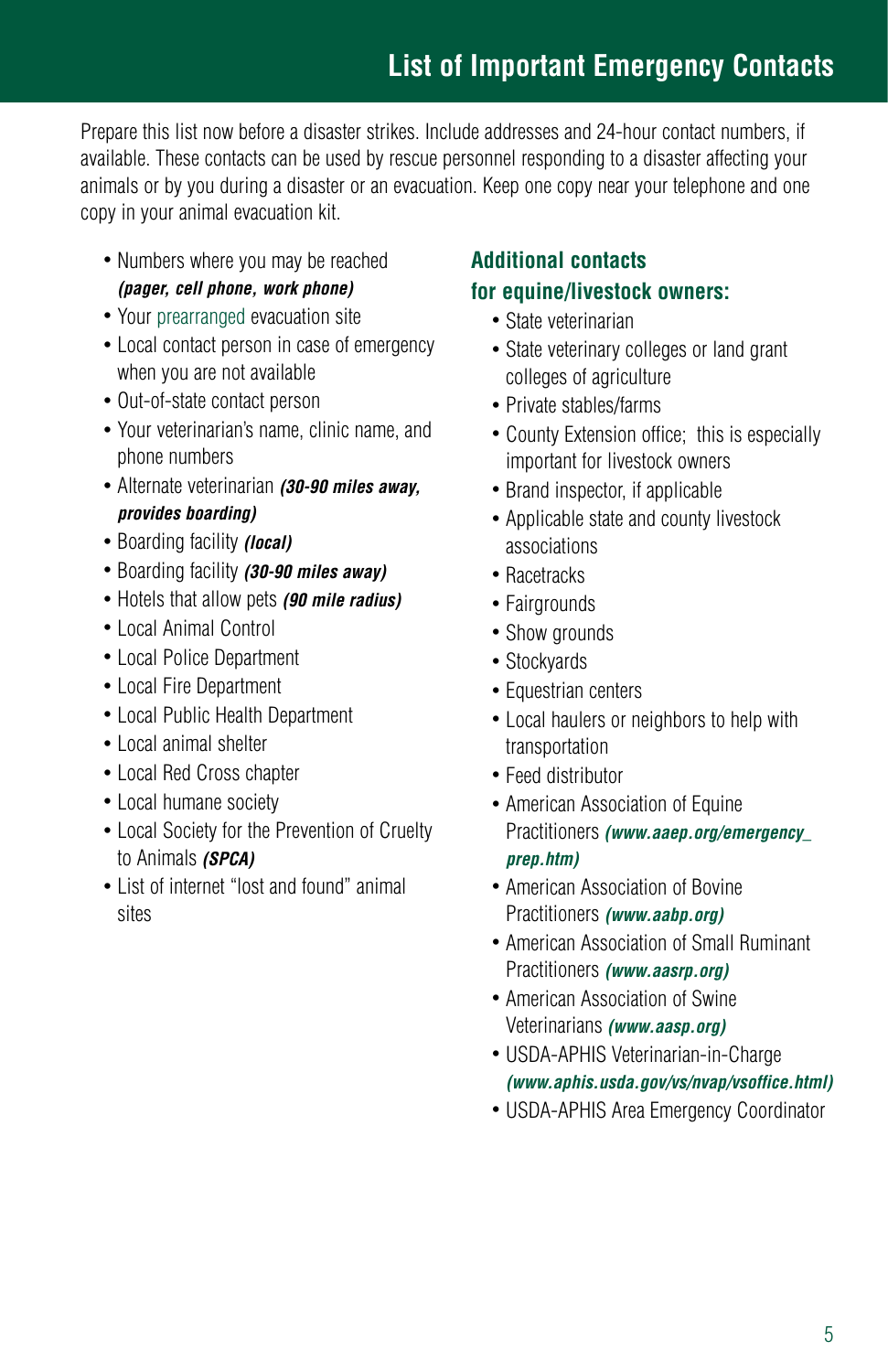# List of Important Emergency Contacts

Prepare this list now before a disaster strikes. Include addresses and 24-hour contact numbers, if available. These contacts can be used by rescue personnel responding to a disaster affecting your animals or by you during a disaster or an evacuation. Keep one copy near your telephone and one copy in your animal evacuation kit.

- Numbers where you may be reached ***(pager, cell phone, work phone)***
- Your prearranged evacuation site
- Local contact person in case of emergency when you are not available
- Out-of-state contact person
- Your veterinarian's name, clinic name, and phone numbers
- Alternate veterinarian ***(30-90 miles away, provides boarding)***
- Boarding facility ***(local)***
- Boarding facility ***(30-90 miles away)***
- Hotels that allow pets ***(90 mile radius)***
- Local Animal Control
- Local Police Department
- Local Fire Department
- Local Public Health Department
- Local animal shelter
- Local Red Cross chapter
- Local humane society
- Local Society for the Prevention of Cruelty to Animals ***(SPCA)***
- List of internet "lost and found" animal sites

## Additional contacts for equine/livestock owners:

- State veterinarian
- State veterinary colleges or land grant colleges of agriculture
- Private stables/farms
- County Extension office; this is especially important for livestock owners
- Brand inspector, if applicable
- Applicable state and county livestock associations
- Racetracks
- Fairgrounds
- Show grounds
- Stockyards
- Equestrian centers
- Local haulers or neighbors to help with transportation
- Feed distributor
- American Association of Equine Practitioners ***(www.aaep.org/emergency_prep.htm)***
- American Association of Bovine Practitioners ***(www.aabp.org)***
- American Association of Small Ruminant Practitioners ***(www.aasrp.org)***
- American Association of Swine Veterinarians ***(www.aasp.org)***
- USDA-APHIS Veterinarian-in-Charge ***(www.aphis.usda.gov/vs/nvap/vsoffice.html)***
- USDA-APHIS Area Emergency Coordinator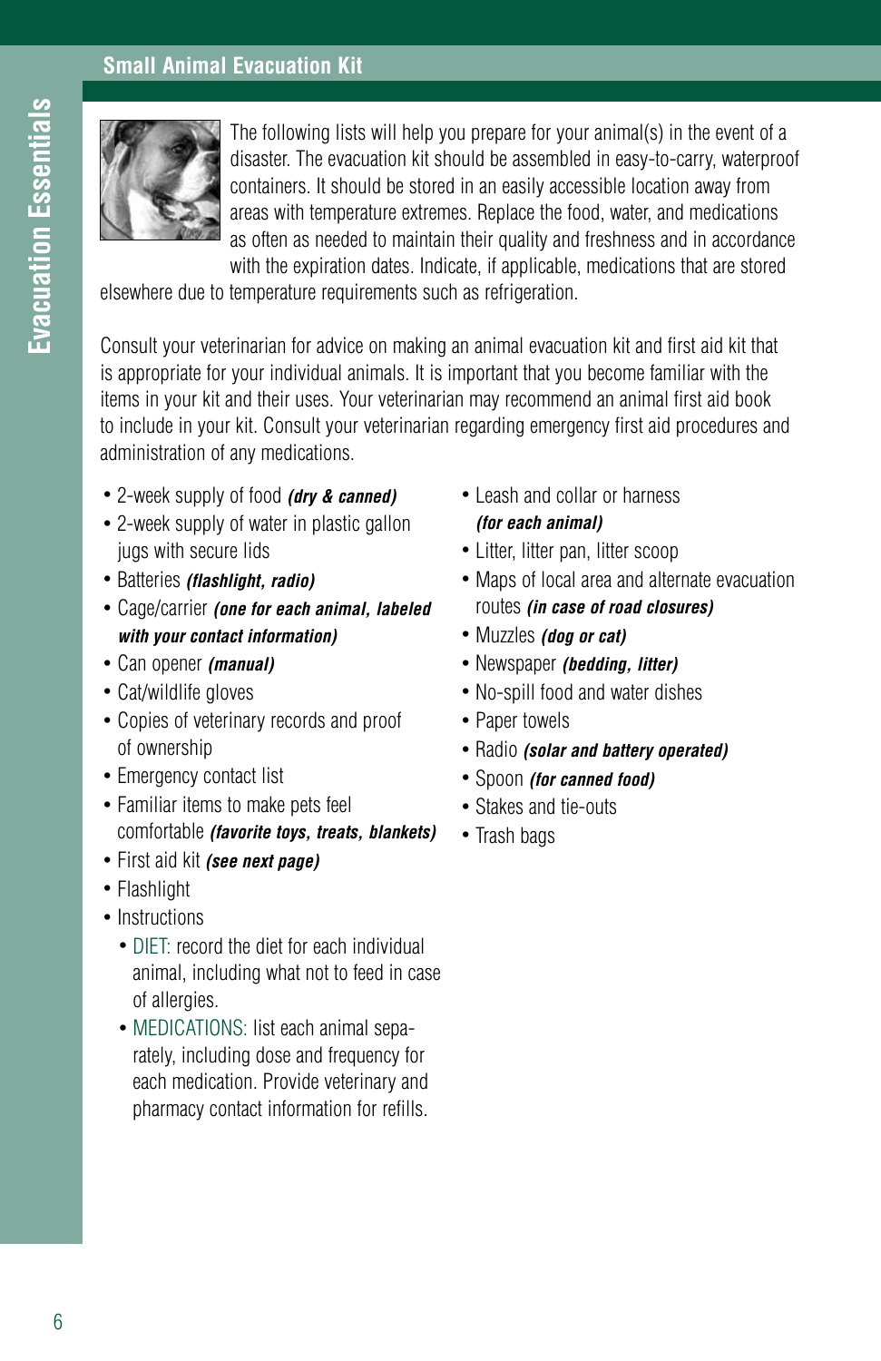## Small Animal Evacuation Kit

The following lists will help you prepare for your animal(s) in the event of a disaster. The evacuation kit should be assembled in easy-to-carry, waterproof containers. It should be stored in an easily accessible location away from areas with temperature extremes. Replace the food, water, and medications as often as needed to maintain their quality and freshness and in accordance with the expiration dates. Indicate, if applicable, medications that are stored elsewhere due to temperature requirements such as refrigeration.

Consult your veterinarian for advice on making an animal evacuation kit and first aid kit that is appropriate for your individual animals. It is important that you become familiar with the items in your kit and their uses. Your veterinarian may recommend an animal first aid book to include in your kit. Consult your veterinarian regarding emergency first aid procedures and administration of any medications.

- 2-week supply of food ***(dry & canned)***
- 2-week supply of water in plastic gallon jugs with secure lids
- Batteries ***(flashlight, radio)***
- Cage/carrier ***(one for each animal, labeled with your contact information)***
- Can opener ***(manual)***
- Cat/wildlife gloves
- Copies of veterinary records and proof of ownership
- Emergency contact list
- Familiar items to make pets feel comfortable ***(favorite toys, treats, blankets)***
- First aid kit ***(see next page)***
- Flashlight
- Instructions
  - DIET: record the diet for each individual animal, including what not to feed in case of allergies.
  - MEDICATIONS: list each animal separately, including dose and frequency for each medication. Provide veterinary and pharmacy contact information for refills.
- Leash and collar or harness ***(for each animal)***
- Litter, litter pan, litter scoop
- Maps of local area and alternate evacuation routes ***(in case of road closures)***
- Muzzles ***(dog or cat)***
- Newspaper ***(bedding, litter)***
- No-spill food and water dishes
- Paper towels
- Radio ***(solar and battery operated)***
- Spoon ***(for canned food)***
- Stakes and tie-outs
- Trash bags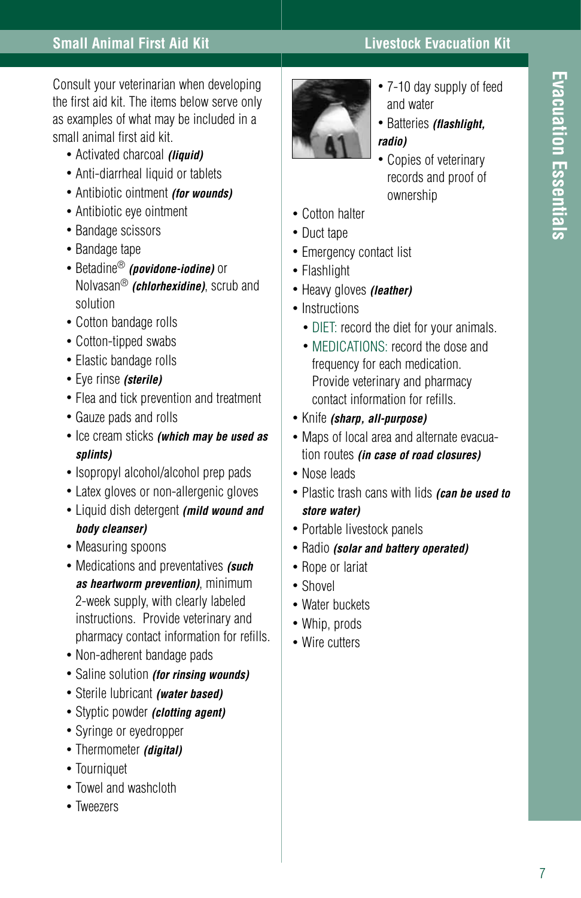## Small Animal First Aid Kit

Consult your veterinarian when developing the first aid kit. The items below serve only as examples of what may be included in a small animal first aid kit.

- Activated charcoal ***(liquid)***
- Anti-diarrheal liquid or tablets
- Antibiotic ointment ***(for wounds)***
- Antibiotic eye ointment
- Bandage scissors
- Bandage tape
- Betadine® ***(povidone-iodine)*** or Nolvasan® ***(chlorhexidine)***, scrub and solution
- Cotton bandage rolls
- Cotton-tipped swabs
- Elastic bandage rolls
- Eye rinse ***(sterile)***
- Flea and tick prevention and treatment
- Gauze pads and rolls
- Ice cream sticks ***(which may be used as splints)***
- Isopropyl alcohol/alcohol prep pads
- Latex gloves or non-allergenic gloves
- Liquid dish detergent ***(mild wound and body cleanser)***
- Measuring spoons
- Medications and preventatives ***(such as heartworm prevention)***, minimum 2-week supply, with clearly labeled instructions. Provide veterinary and pharmacy contact information for refills.
- Non-adherent bandage pads
- Saline solution ***(for rinsing wounds)***
- Sterile lubricant ***(water based)***
- Styptic powder ***(clotting agent)***
- Syringe or eyedropper
- Thermometer ***(digital)***
- Tourniquet
- Towel and washcloth
- Tweezers

## Livestock Evacuation Kit

- 7-10 day supply of feed and water
- Batteries ***(flashlight, radio)***
- Copies of veterinary records and proof of ownership
- Cotton halter
- Duct tape
- Emergency contact list
- Flashlight
- Heavy gloves ***(leather)***
- Instructions
  - DIET: record the diet for your animals.
  - MEDICATIONS: record the dose and frequency for each medication. Provide veterinary and pharmacy contact information for refills.
- Knife ***(sharp, all-purpose)***
- Maps of local area and alternate evacuation routes ***(in case of road closures)***
- Nose leads
- Plastic trash cans with lids ***(can be used to store water)***
- Portable livestock panels
- Radio ***(solar and battery operated)***
- Rope or lariat
- Shovel
- Water buckets
- Whip, prods
- Wire cutters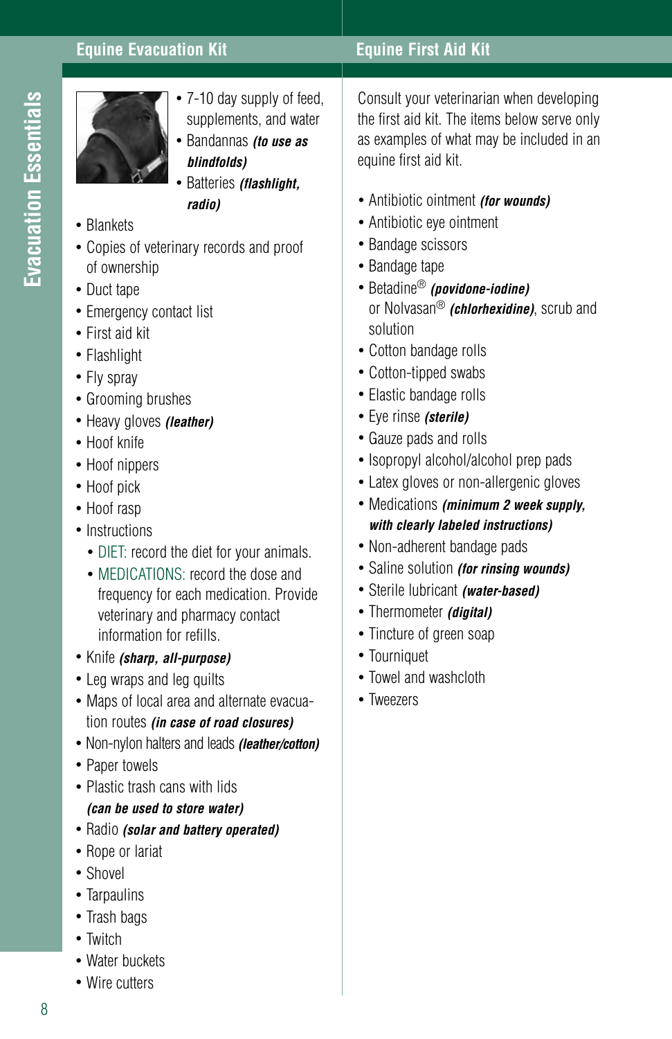## Equine Evacuation Kit

- 7-10 day supply of feed, supplements, and water
- Bandannas ***(to use as blindfolds)***
- Batteries ***(flashlight, radio)***
- Blankets
- Copies of veterinary records and proof of ownership
- Duct tape
- Emergency contact list
- First aid kit
- Flashlight
- Fly spray
- Grooming brushes
- Heavy gloves ***(leather)***
- Hoof knife
- Hoof nippers
- Hoof pick
- Hoof rasp
- Instructions
  - DIET: record the diet for your animals.
  - MEDICATIONS: record the dose and frequency for each medication. Provide veterinary and pharmacy contact information for refills.
- Knife ***(sharp, all-purpose)***
- Leg wraps and leg quilts
- Maps of local area and alternate evacuation routes ***(in case of road closures)***
- Non-nylon halters and leads ***(leather/cotton)***
- Paper towels
- Plastic trash cans with lids ***(can be used to store water)***
- Radio ***(solar and battery operated)***
- Rope or lariat
- Shovel
- Tarpaulins
- Trash bags
- Twitch
- Water buckets
- Wire cutters

## Equine First Aid Kit

Consult your veterinarian when developing the first aid kit. The items below serve only as examples of what may be included in an equine first aid kit.

- Antibiotic ointment ***(for wounds)***
- Antibiotic eye ointment
- Bandage scissors
- Bandage tape
- Betadine® ***(povidone-iodine)*** or Nolvasan® ***(chlorhexidine)***, scrub and solution
- Cotton bandage rolls
- Cotton-tipped swabs
- Elastic bandage rolls
- Eye rinse ***(sterile)***
- Gauze pads and rolls
- Isopropyl alcohol/alcohol prep pads
- Latex gloves or non-allergenic gloves
- Medications ***(minimum 2 week supply, with clearly labeled instructions)***
- Non-adherent bandage pads
- Saline solution ***(for rinsing wounds)***
- Sterile lubricant ***(water-based)***
- Thermometer ***(digital)***
- Tincture of green soap
- Tourniquet
- Towel and washcloth
- Tweezers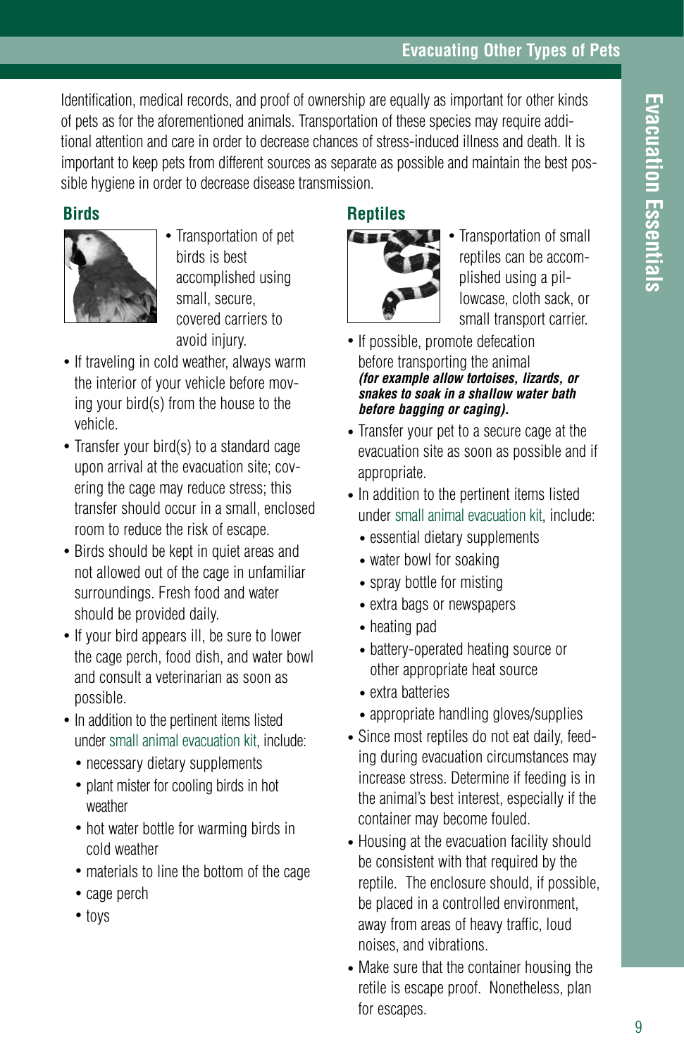## Evacuating Other Types of Pets

Identification, medical records, and proof of ownership are equally as important for other kinds of pets as for the aforementioned animals. Transportation of these species may require additional attention and care in order to decrease chances of stress-induced illness and death. It is important to keep pets from different sources as separate as possible and maintain the best possible hygiene in order to decrease disease transmission.

### Birds

- Transportation of pet birds is best accomplished using small, secure, covered carriers to avoid injury.
- If traveling in cold weather, always warm the interior of your vehicle before moving your bird(s) from the house to the vehicle.
- Transfer your bird(s) to a standard cage upon arrival at the evacuation site; covering the cage may reduce stress; this transfer should occur in a small, enclosed room to reduce the risk of escape.
- Birds should be kept in quiet areas and not allowed out of the cage in unfamiliar surroundings. Fresh food and water should be provided daily.
- If your bird appears ill, be sure to lower the cage perch, food dish, and water bowl and consult a veterinarian as soon as possible.
- In addition to the pertinent items listed under small animal evacuation kit, include:
  - necessary dietary supplements
  - plant mister for cooling birds in hot weather
  - hot water bottle for warming birds in cold weather
  - materials to line the bottom of the cage
  - cage perch
  - toys

### Reptiles

- Transportation of small reptiles can be accomplished using a pillowcase, cloth sack, or small transport carrier.
- If possible, promote defecation before transporting the animal ***(for example allow tortoises, lizards, or snakes to soak in a shallow water bath before bagging or caging).***
- Transfer your pet to a secure cage at the evacuation site as soon as possible and if appropriate.
- In addition to the pertinent items listed under small animal evacuation kit, include:
  - essential dietary supplements
  - water bowl for soaking
  - spray bottle for misting
  - extra bags or newspapers
  - heating pad
  - battery-operated heating source or other appropriate heat source
  - extra batteries
  - appropriate handling gloves/supplies
- Since most reptiles do not eat daily, feeding during evacuation circumstances may increase stress. Determine if feeding is in the animal's best interest, especially if the container may become fouled.
- Housing at the evacuation facility should be consistent with that required by the reptile. The enclosure should, if possible, be placed in a controlled environment, away from areas of heavy traffic, loud noises, and vibrations.
- Make sure that the container housing the retile is escape proof. Nonetheless, plan for escapes.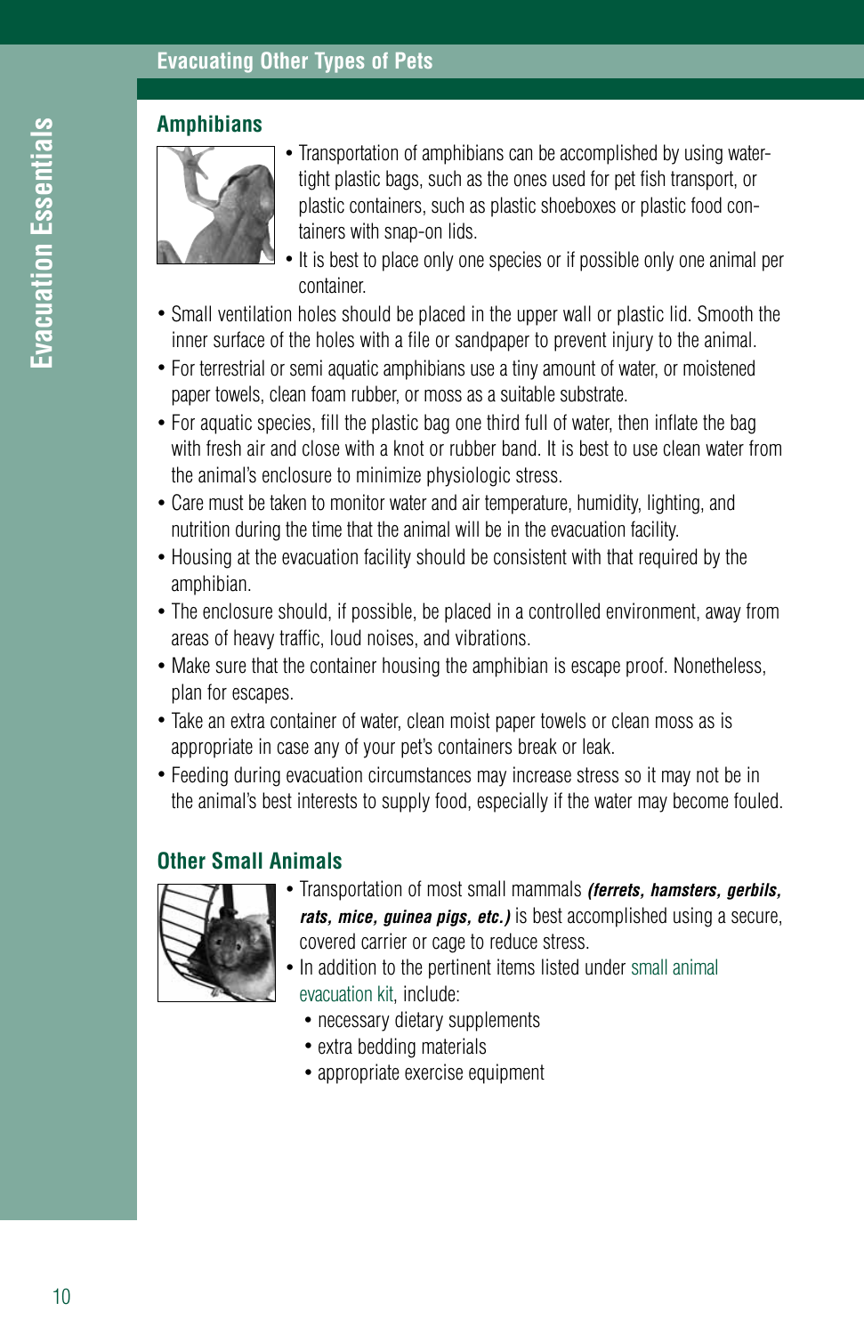## Evacuating Other Types of Pets

### Amphibians

- Transportation of amphibians can be accomplished by using water-tight plastic bags, such as the ones used for pet fish transport, or plastic containers, such as plastic shoeboxes or plastic food containers with snap-on lids.
- It is best to place only one species or if possible only one animal per container.
- Small ventilation holes should be placed in the upper wall or plastic lid. Smooth the inner surface of the holes with a file or sandpaper to prevent injury to the animal.
- For terrestrial or semi aquatic amphibians use a tiny amount of water, or moistened paper towels, clean foam rubber, or moss as a suitable substrate.
- For aquatic species, fill the plastic bag one third full of water, then inflate the bag with fresh air and close with a knot or rubber band. It is best to use clean water from the animal's enclosure to minimize physiologic stress.
- Care must be taken to monitor water and air temperature, humidity, lighting, and nutrition during the time that the animal will be in the evacuation facility.
- Housing at the evacuation facility should be consistent with that required by the amphibian.
- The enclosure should, if possible, be placed in a controlled environment, away from areas of heavy traffic, loud noises, and vibrations.
- Make sure that the container housing the amphibian is escape proof. Nonetheless, plan for escapes.
- Take an extra container of water, clean moist paper towels or clean moss as is appropriate in case any of your pet's containers break or leak.
- Feeding during evacuation circumstances may increase stress so it may not be in the animal's best interests to supply food, especially if the water may become fouled.

### Other Small Animals

- Transportation of most small mammals ***(ferrets, hamsters, gerbils, rats, mice, guinea pigs, etc.)*** is best accomplished using a secure, covered carrier or cage to reduce stress.
- In addition to the pertinent items listed under small animal evacuation kit, include:
  - necessary dietary supplements
  - extra bedding materials
  - appropriate exercise equipment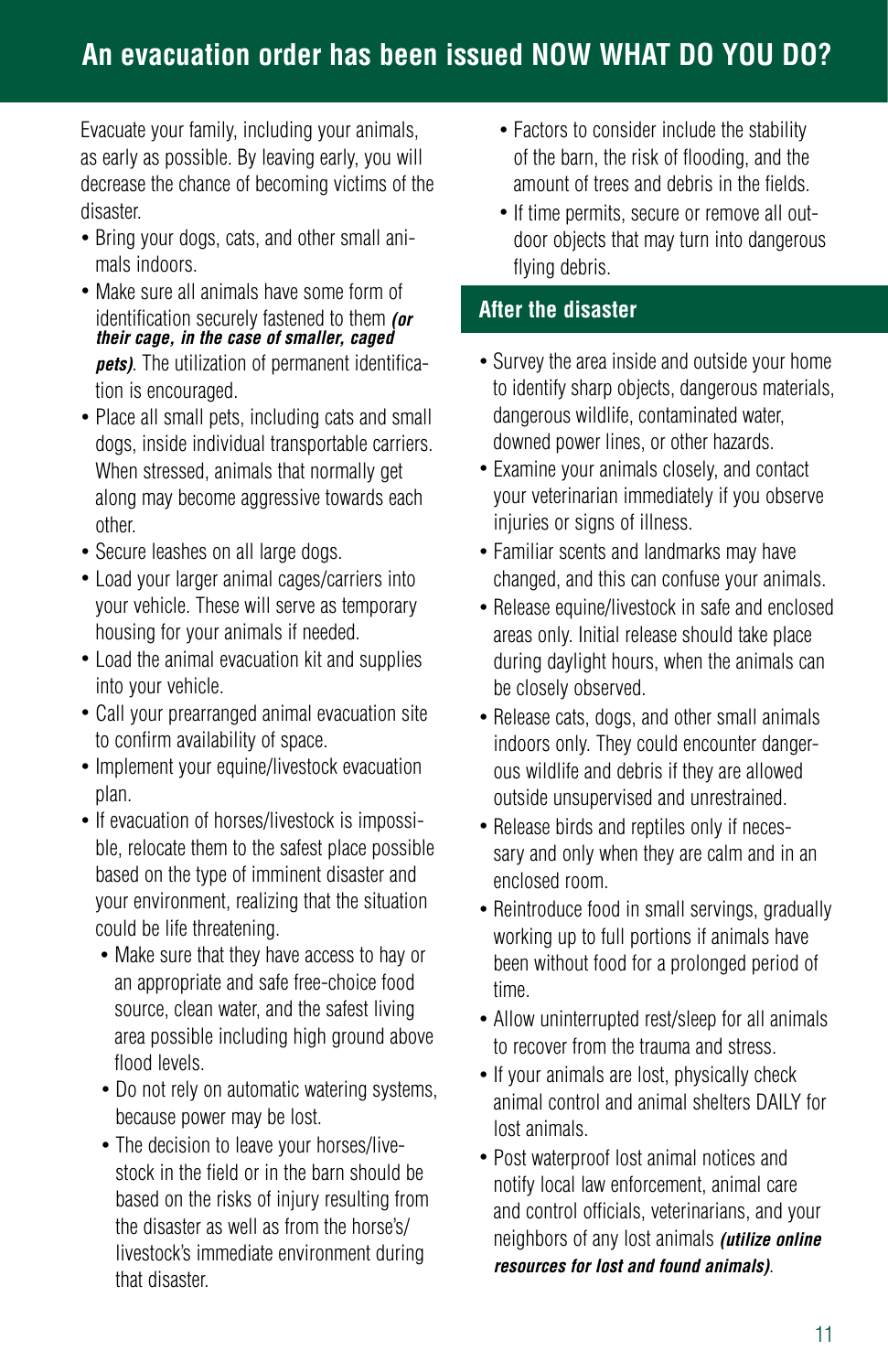## An evacuation order has been issued NOW WHAT DO YOU DO?

Evacuate your family, including your animals, as early as possible. By leaving early, you will decrease the chance of becoming victims of the disaster.

- Bring your dogs, cats, and other small animals indoors.
- Make sure all animals have some form of identification securely fastened to them ***(or their cage, in the case of smaller, caged pets)***. The utilization of permanent identification is encouraged.
- Place all small pets, including cats and small dogs, inside individual transportable carriers. When stressed, animals that normally get along may become aggressive towards each other.
- Secure leashes on all large dogs.
- Load your larger animal cages/carriers into your vehicle. These will serve as temporary housing for your animals if needed.
- Load the animal evacuation kit and supplies into your vehicle.
- Call your prearranged animal evacuation site to confirm availability of space.
- Implement your equine/livestock evacuation plan.
- If evacuation of horses/livestock is impossible, relocate them to the safest place possible based on the type of imminent disaster and your environment, realizing that the situation could be life threatening.
  - Make sure that they have access to hay or an appropriate and safe free-choice food source, clean water, and the safest living area possible including high ground above flood levels.
  - Do not rely on automatic watering systems, because power may be lost.
  - The decision to leave your horses/livestock in the field or in the barn should be based on the risks of injury resulting from the disaster as well as from the horse's/livestock's immediate environment during that disaster.
  - Factors to consider include the stability of the barn, the risk of flooding, and the amount of trees and debris in the fields.
  - If time permits, secure or remove all outdoor objects that may turn into dangerous flying debris.

### After the disaster

- Survey the area inside and outside your home to identify sharp objects, dangerous materials, dangerous wildlife, contaminated water, downed power lines, or other hazards.
- Examine your animals closely, and contact your veterinarian immediately if you observe injuries or signs of illness.
- Familiar scents and landmarks may have changed, and this can confuse your animals.
- Release equine/livestock in safe and enclosed areas only. Initial release should take place during daylight hours, when the animals can be closely observed.
- Release cats, dogs, and other small animals indoors only. They could encounter dangerous wildlife and debris if they are allowed outside unsupervised and unrestrained.
- Release birds and reptiles only if necessary and only when they are calm and in an enclosed room.
- Reintroduce food in small servings, gradually working up to full portions if animals have been without food for a prolonged period of time.
- Allow uninterrupted rest/sleep for all animals to recover from the trauma and stress.
- If your animals are lost, physically check animal control and animal shelters DAILY for lost animals.
- Post waterproof lost animal notices and notify local law enforcement, animal care and control officials, veterinarians, and your neighbors of any lost animals ***(utilize online resources for lost and found animals)***.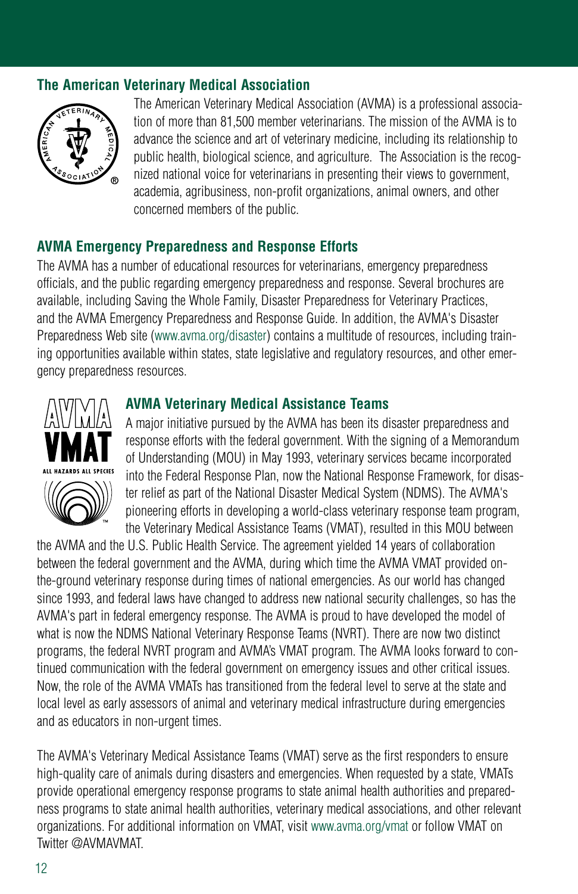## The American Veterinary Medical Association

The American Veterinary Medical Association (AVMA) is a professional association of more than 81,500 member veterinarians. The mission of the AVMA is to advance the science and art of veterinary medicine, including its relationship to public health, biological science, and agriculture. The Association is the recognized national voice for veterinarians in presenting their views to government, academia, agribusiness, non-profit organizations, animal owners, and other concerned members of the public.

## AVMA Emergency Preparedness and Response Efforts

The AVMA has a number of educational resources for veterinarians, emergency preparedness officials, and the public regarding emergency preparedness and response. Several brochures are available, including Saving the Whole Family, Disaster Preparedness for Veterinary Practices, and the AVMA Emergency Preparedness and Response Guide. In addition, the AVMA's Disaster Preparedness Web site (www.avma.org/disaster) contains a multitude of resources, including training opportunities available within states, state legislative and regulatory resources, and other emergency preparedness resources.

## AVMA Veterinary Medical Assistance Teams

A major initiative pursued by the AVMA has been its disaster preparedness and response efforts with the federal government. With the signing of a Memorandum of Understanding (MOU) in May 1993, veterinary services became incorporated into the Federal Response Plan, now the National Response Framework, for disaster relief as part of the National Disaster Medical System (NDMS). The AVMA's pioneering efforts in developing a world-class veterinary response team program, the Veterinary Medical Assistance Teams (VMAT), resulted in this MOU between the AVMA and the U.S. Public Health Service. The agreement yielded 14 years of collaboration between the federal government and the AVMA, during which time the AVMA VMAT provided on-the-ground veterinary response during times of national emergencies. As our world has changed since 1993, and federal laws have changed to address new national security challenges, so has the AVMA's part in federal emergency response. The AVMA is proud to have developed the model of what is now the NDMS National Veterinary Response Teams (NVRT). There are now two distinct programs, the federal NVRT program and AVMA's VMAT program. The AVMA looks forward to continued communication with the federal government on emergency issues and other critical issues. Now, the role of the AVMA VMATs has transitioned from the federal level to serve at the state and local level as early assessors of animal and veterinary medical infrastructure during emergencies and as educators in non-urgent times.

The AVMA's Veterinary Medical Assistance Teams (VMAT) serve as the first responders to ensure high-quality care of animals during disasters and emergencies. When requested by a state, VMATs provide operational emergency response programs to state animal health authorities and preparedness programs to state animal health authorities, veterinary medical associations, and other relevant organizations. For additional information on VMAT, visit www.avma.org/vmat or follow VMAT on Twitter @AVMAVMAT.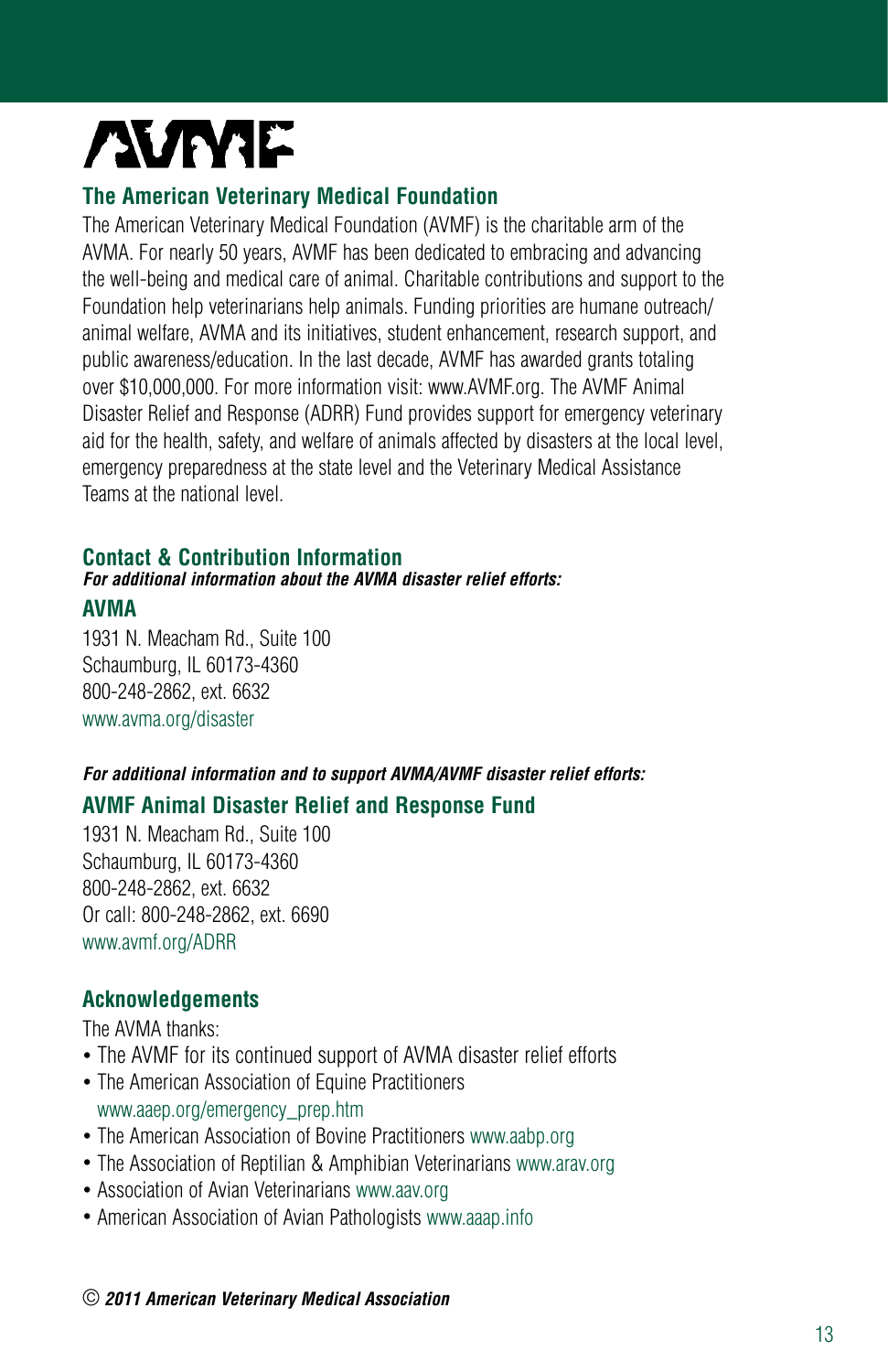**AVMF**

## The American Veterinary Medical Foundation

The American Veterinary Medical Foundation (AVMF) is the charitable arm of the AVMA. For nearly 50 years, AVMF has been dedicated to embracing and advancing the well-being and medical care of animal. Charitable contributions and support to the Foundation help veterinarians help animals. Funding priorities are humane outreach/animal welfare, AVMA and its initiatives, student enhancement, research support, and public awareness/education. In the last decade, AVMF has awarded grants totaling over $10,000,000. For more information visit: www.AVMF.org. The AVMF Animal Disaster Relief and Response (ADRR) Fund provides support for emergency veterinary aid for the health, safety, and welfare of animals affected by disasters at the local level, emergency preparedness at the state level and the Veterinary Medical Assistance Teams at the national level.

## Contact & Contribution Information

***For additional information about the AVMA disaster relief efforts:***

### AVMA

1931 N. Meacham Rd., Suite 100
Schaumburg, IL 60173-4360
800-248-2862, ext. 6632
www.avma.org/disaster

***For additional information and to support AVMA/AVMF disaster relief efforts:***

### AVMF Animal Disaster Relief and Response Fund

1931 N. Meacham Rd., Suite 100
Schaumburg, IL 60173-4360
800-248-2862, ext. 6632
Or call: 800-248-2862, ext. 6690
www.avmf.org/ADRR

## Acknowledgements

The AVMA thanks:

- The AVMF for its continued support of AVMA disaster relief efforts
- The American Association of Equine Practitioners www.aaep.org/emergency_prep.htm
- The American Association of Bovine Practitioners www.aabp.org
- The Association of Reptilian & Amphibian Veterinarians www.arav.org
- Association of Avian Veterinarians www.aav.org
- American Association of Avian Pathologists www.aaap.info

© ***2011 American Veterinary Medical Association***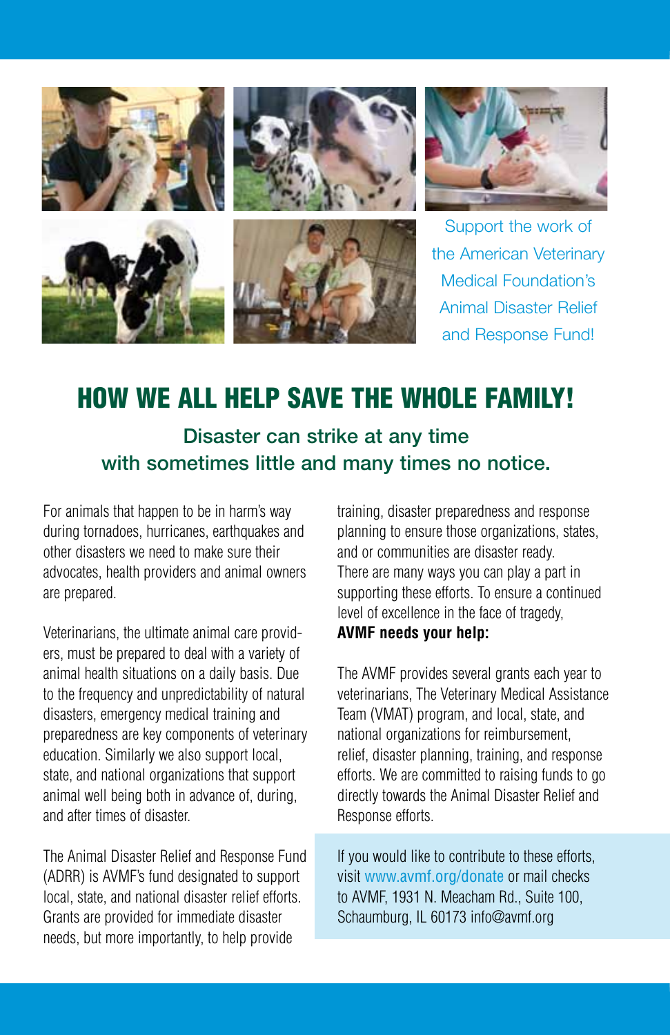Support the work of the American Veterinary Medical Foundation's Animal Disaster Relief and Response Fund!

# HOW WE ALL HELP SAVE THE WHOLE FAMILY!

## Disaster can strike at any time with sometimes little and many times no notice.

For animals that happen to be in harm's way during tornadoes, hurricanes, earthquakes and other disasters we need to make sure their advocates, health providers and animal owners are prepared.

Veterinarians, the ultimate animal care providers, must be prepared to deal with a variety of animal health situations on a daily basis. Due to the frequency and unpredictability of natural disasters, emergency medical training and preparedness are key components of veterinary education. Similarly we also support local, state, and national organizations that support animal well being both in advance of, during, and after times of disaster.

The Animal Disaster Relief and Response Fund (ADRR) is AVMF's fund designated to support local, state, and national disaster relief efforts. Grants are provided for immediate disaster needs, but more importantly, to help provide training, disaster preparedness and response planning to ensure those organizations, states, and or communities are disaster ready. There are many ways you can play a part in supporting these efforts. To ensure a continued level of excellence in the face of tragedy, **AVMF needs your help:**

The AVMF provides several grants each year to veterinarians, The Veterinary Medical Assistance Team (VMAT) program, and local, state, and national organizations for reimbursement, relief, disaster planning, training, and response efforts. We are committed to raising funds to go directly towards the Animal Disaster Relief and Response efforts.

If you would like to contribute to these efforts, visit www.avmf.org/donate or mail checks to AVMF, 1931 N. Meacham Rd., Suite 100, Schaumburg, IL 60173 info@avmf.org